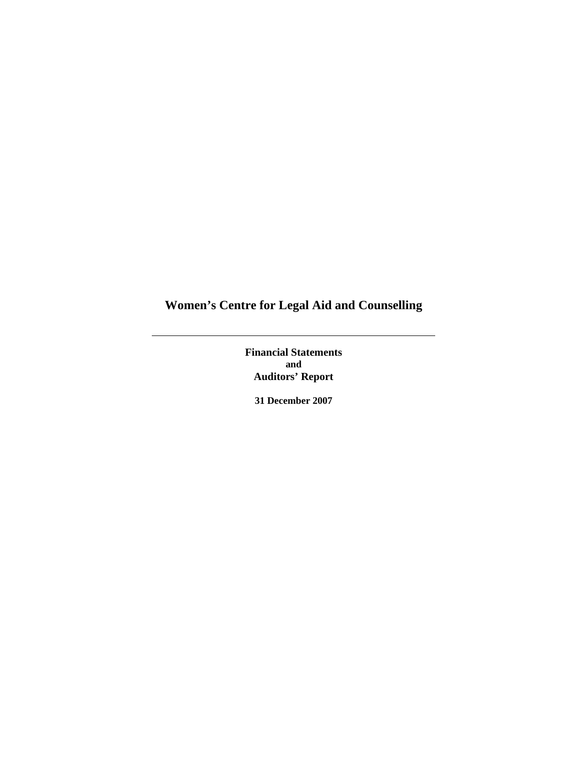# Women's Centre for Legal Aid and Counselling

---

**Financial Statements**
**and**
**Auditors' Report**

**31 December 2007**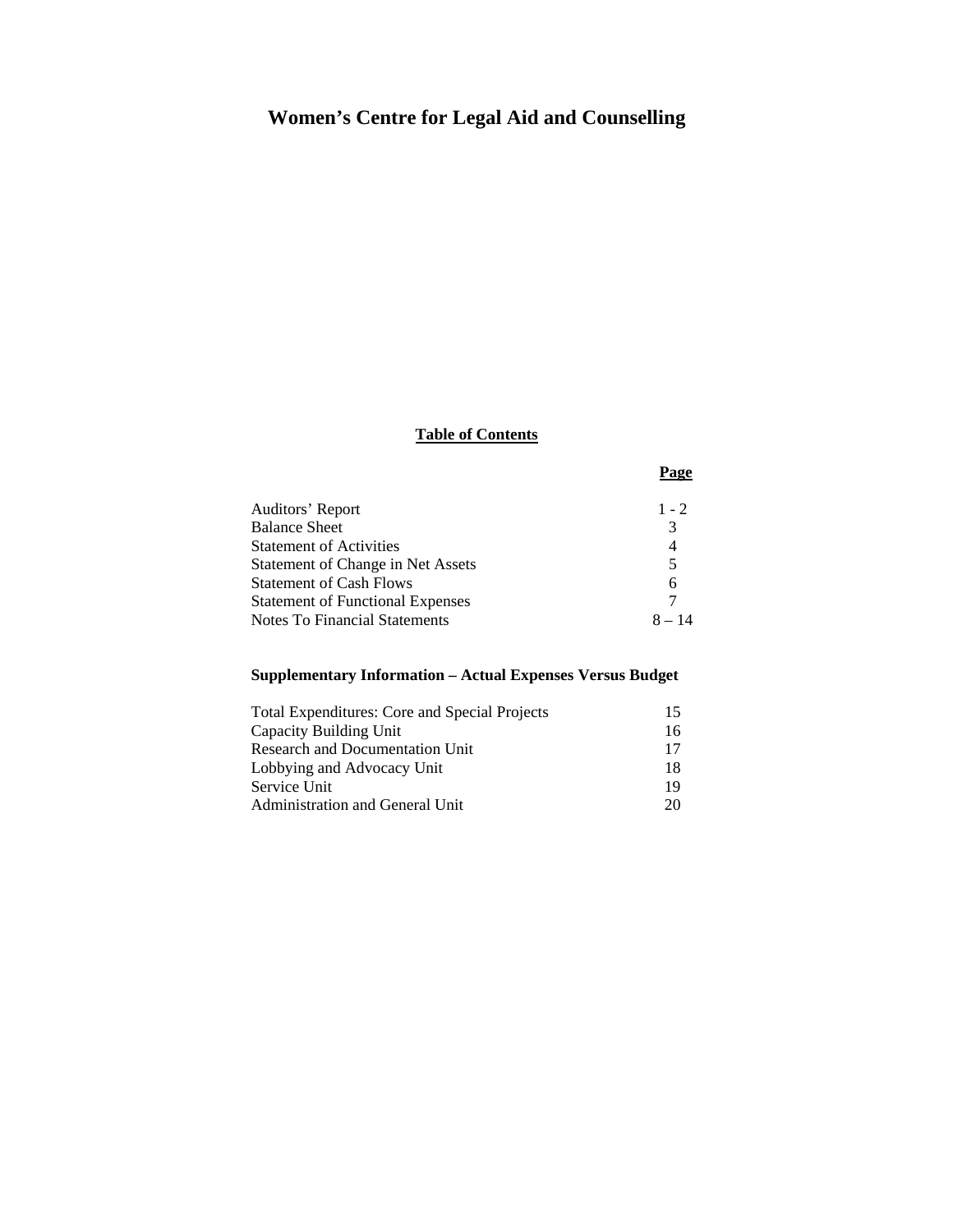# Women's Centre for Legal Aid and Counselling

## Table of Contents

| | Page |
|---|---|
| Auditors' Report | 1 - 2 |
| Balance Sheet | 3 |
| Statement of Activities | 4 |
| Statement of Change in Net Assets | 5 |
| Statement of Cash Flows | 6 |
| Statement of Functional Expenses | 7 |
| Notes To Financial Statements | 8 – 14 |

**Supplementary Information – Actual Expenses Versus Budget**

| | |
|---|---|
| Total Expenditures: Core and Special Projects | 15 |
| Capacity Building Unit | 16 |
| Research and Documentation Unit | 17 |
| Lobbying and Advocacy Unit | 18 |
| Service Unit | 19 |
| Administration and General Unit | 20 |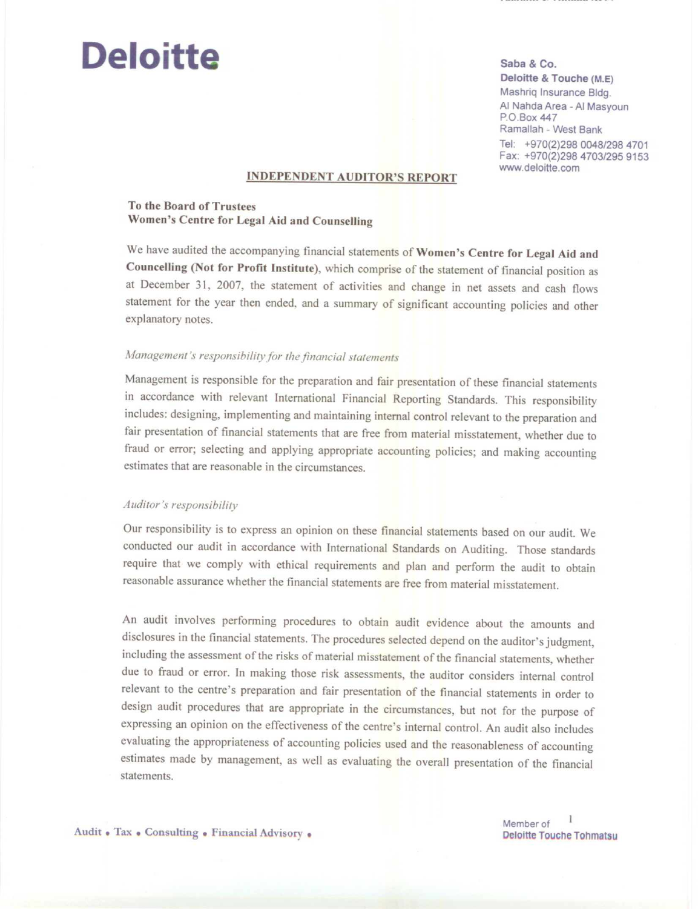# Deloitte

Saba & Co.
**Deloitte & Touche (M.E)**
Mashriq Insurance Bldg.
Al Nahda Area - Al Masyoun
P.O.Box 447
Ramallah - West Bank
Tel: +970(2)298 0048/298 4701
Fax: +970(2)298 4703/295 9153
www.deloitte.com

## INDEPENDENT AUDITOR'S REPORT

**To the Board of Trustees**
**Women's Centre for Legal Aid and Counselling**

We have audited the accompanying financial statements of **Women's Centre for Legal Aid and Councelling (Not for Profit Institute)**, which comprise of the statement of financial position as at December 31, 2007, the statement of activities and change in net assets and cash flows statement for the year then ended, and a summary of significant accounting policies and other explanatory notes.

*Management's responsibility for the financial statements*

Management is responsible for the preparation and fair presentation of these financial statements in accordance with relevant International Financial Reporting Standards. This responsibility includes: designing, implementing and maintaining internal control relevant to the preparation and fair presentation of financial statements that are free from material misstatement, whether due to fraud or error; selecting and applying appropriate accounting policies; and making accounting estimates that are reasonable in the circumstances.

*Auditor's responsibility*

Our responsibility is to express an opinion on these financial statements based on our audit. We conducted our audit in accordance with International Standards on Auditing. Those standards require that we comply with ethical requirements and plan and perform the audit to obtain reasonable assurance whether the financial statements are free from material misstatement.

An audit involves performing procedures to obtain audit evidence about the amounts and disclosures in the financial statements. The procedures selected depend on the auditor's judgment, including the assessment of the risks of material misstatement of the financial statements, whether due to fraud or error. In making those risk assessments, the auditor considers internal control relevant to the centre's preparation and fair presentation of the financial statements in order to design audit procedures that are appropriate in the circumstances, but not for the purpose of expressing an opinion on the effectiveness of the centre's internal control. An audit also includes evaluating the appropriateness of accounting policies used and the reasonableness of accounting estimates made by management, as well as evaluating the overall presentation of the financial statements.

Audit • Tax • Consulting • Financial Advisory •

Member of
**Deloitte Touche Tohmatsu**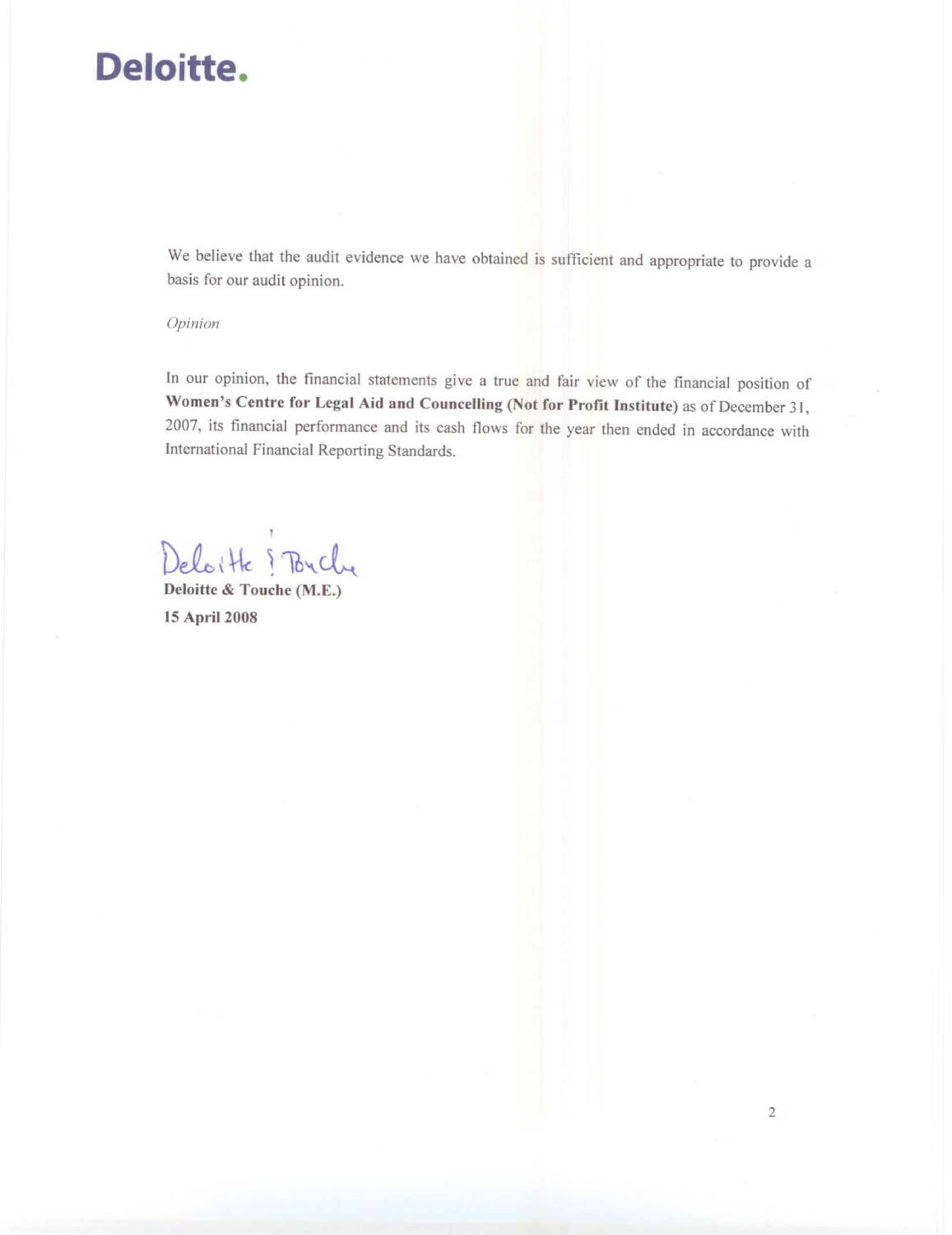# Deloitte.

We believe that the audit evidence we have obtained is sufficient and appropriate to provide a basis for our audit opinion.

*Opinion*

In our opinion, the financial statements give a true and fair view of the financial position of **Women's Centre for Legal Aid and Councelling (Not for Profit Institute)** as of December 31, 2007, its financial performance and its cash flows for the year then ended in accordance with International Financial Reporting Standards.

Deloitte & Touche

**Deloitte & Touche (M.E.)**

**15 April 2008**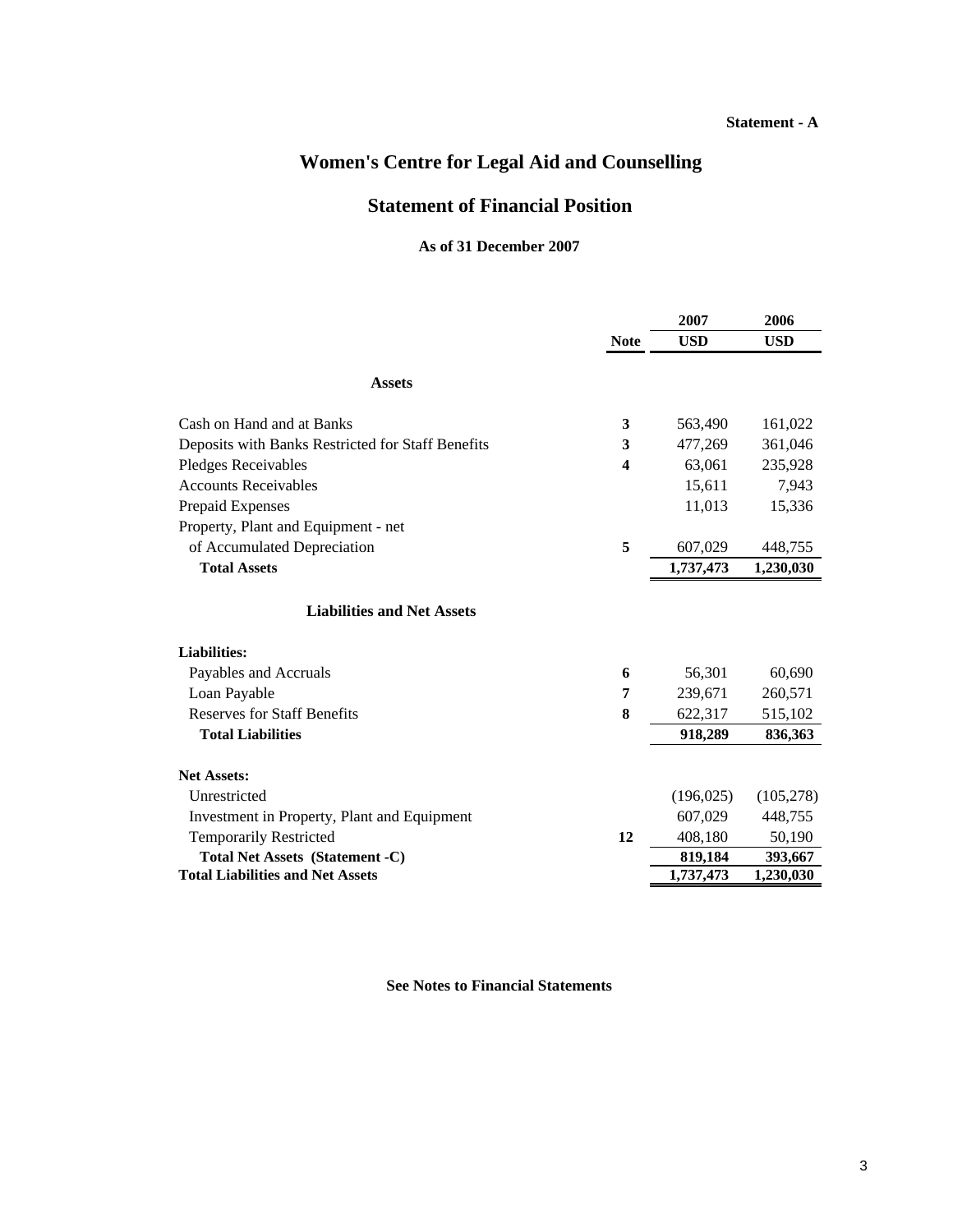**Statement - A**

# Women's Centre for Legal Aid and Counselling

## Statement of Financial Position

**As of 31 December 2007**

| | Note | 2007 USD | 2006 USD |
|---|---|---|---|
| **Assets** | | | |
| Cash on Hand and at Banks | 3 | 563,490 | 161,022 |
| Deposits with Banks Restricted for Staff Benefits | 3 | 477,269 | 361,046 |
| Pledges Receivables | 4 | 63,061 | 235,928 |
| Accounts Receivables | | 15,611 | 7,943 |
| Prepaid Expenses | | 11,013 | 15,336 |
| Property, Plant and Equipment - net of Accumulated Depreciation | 5 | 607,029 | 448,755 |
| **Total Assets** | | **1,737,473** | **1,230,030** |
| **Liabilities and Net Assets** | | | |
| **Liabilities:** | | | |
| Payables and Accruals | 6 | 56,301 | 60,690 |
| Loan Payable | 7 | 239,671 | 260,571 |
| Reserves for Staff Benefits | 8 | 622,317 | 515,102 |
| **Total Liabilities** | | **918,289** | **836,363** |
| **Net Assets:** | | | |
| Unrestricted | | (196,025) | (105,278) |
| Investment in Property, Plant and Equipment | | 607,029 | 448,755 |
| Temporarily Restricted | 12 | 408,180 | 50,190 |
| **Total Net Assets (Statement -C)** | | **819,184** | **393,667** |
| **Total Liabilities and Net Assets** | | **1,737,473** | **1,230,030** |

**See Notes to Financial Statements**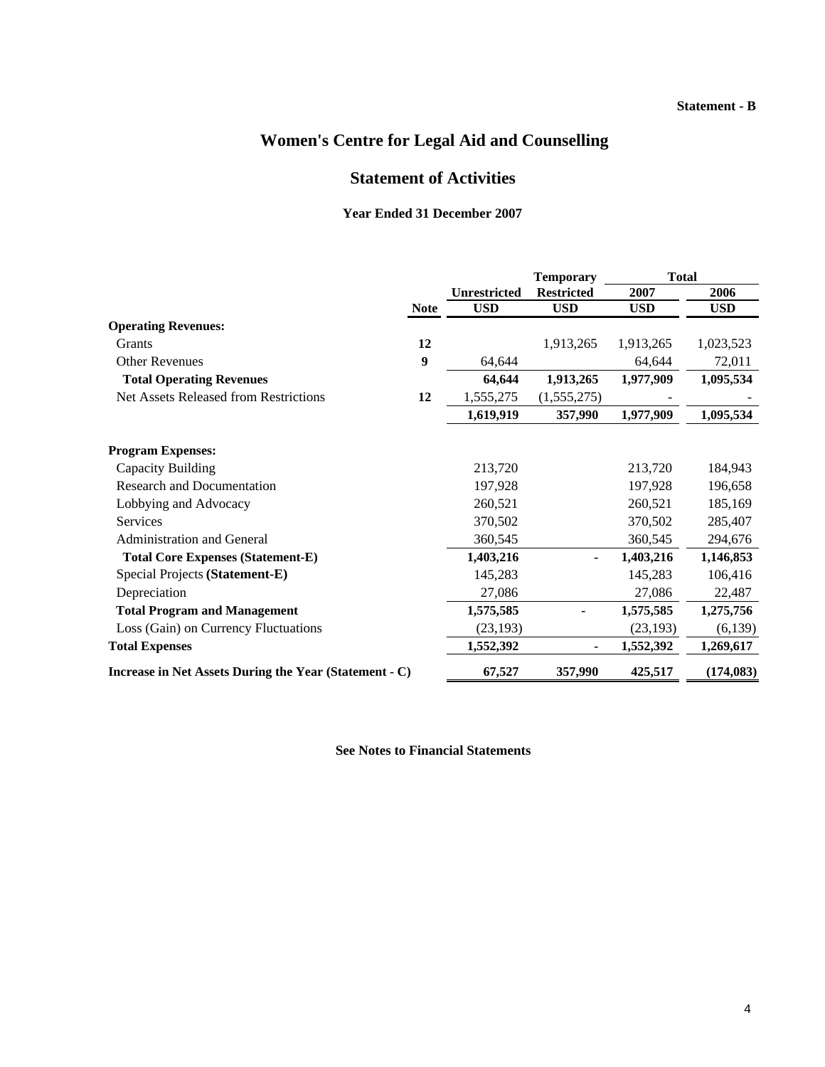**Statement - B**

# Women's Centre for Legal Aid and Counselling

## Statement of Activities

### Year Ended 31 December 2007

| | Note | Unrestricted | Temporary Restricted | Total 2007 | Total 2006 |
|---|---|---|---|---|---|
| | | USD | USD | USD | USD |
| **Operating Revenues:** | | | | | |
| Grants | **12** | | 1,913,265 | 1,913,265 | 1,023,523 |
| Other Revenues | **9** | 64,644 | | 64,644 | 72,011 |
| **Total Operating Revenues** | | **64,644** | **1,913,265** | **1,977,909** | **1,095,534** |
| Net Assets Released from Restrictions | **12** | 1,555,275 | (1,555,275) | - | - |
| | | **1,619,919** | **357,990** | **1,977,909** | **1,095,534** |
| **Program Expenses:** | | | | | |
| Capacity Building | | 213,720 | | 213,720 | 184,943 |
| Research and Documentation | | 197,928 | | 197,928 | 196,658 |
| Lobbying and Advocacy | | 260,521 | | 260,521 | 185,169 |
| Services | | 370,502 | | 370,502 | 285,407 |
| Administration and General | | 360,545 | | 360,545 | 294,676 |
| **Total Core Expenses (Statement-E)** | | **1,403,216** | **-** | **1,403,216** | **1,146,853** |
| Special Projects **(Statement-E)** | | 145,283 | | 145,283 | 106,416 |
| Depreciation | | 27,086 | | 27,086 | 22,487 |
| **Total Program and Management** | | **1,575,585** | **-** | **1,575,585** | **1,275,756** |
| Loss (Gain) on Currency Fluctuations | | (23,193) | | (23,193) | (6,139) |
| **Total Expenses** | | **1,552,392** | **-** | **1,552,392** | **1,269,617** |
| **Increase in Net Assets During the Year (Statement - C)** | | **67,527** | **357,990** | **425,517** | **(174,083)** |

**See Notes to Financial Statements**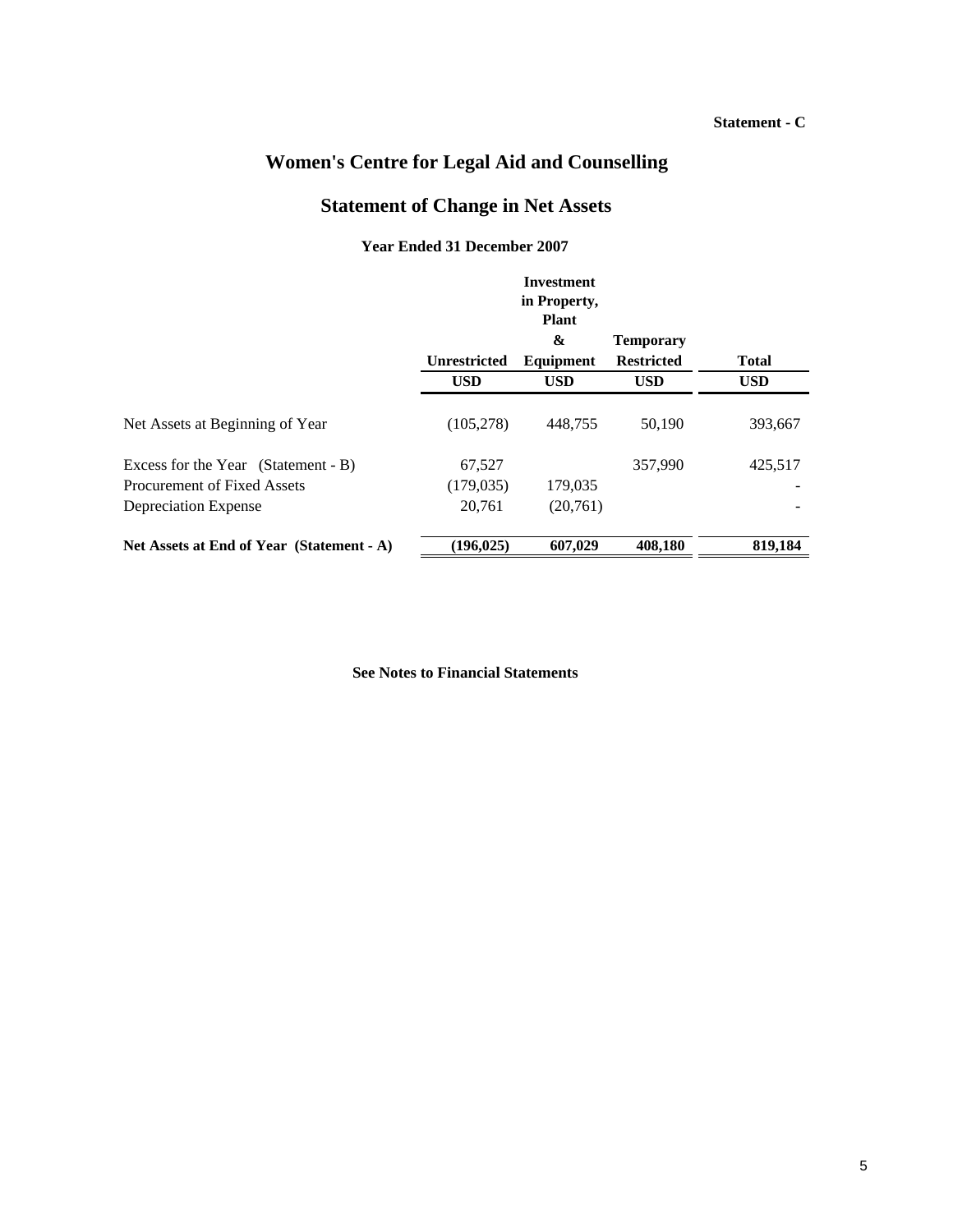Statement - C

# Women's Centre for Legal Aid and Counselling

## Statement of Change in Net Assets

### Year Ended 31 December 2007

| | Unrestricted | Investment in Property, Plant & Equipment | Temporary Restricted | Total |
|---|---|---|---|---|
| | USD | USD | USD | USD |
| Net Assets at Beginning of Year | (105,278) | 448,755 | 50,190 | 393,667 |
| Excess for the Year (Statement - B) | 67,527 | | 357,990 | 425,517 |
| Procurement of Fixed Assets | (179,035) | 179,035 | | - |
| Depreciation Expense | 20,761 | (20,761) | | - |
| **Net Assets at End of Year (Statement - A)** | **(196,025)** | **607,029** | **408,180** | **819,184** |

**See Notes to Financial Statements**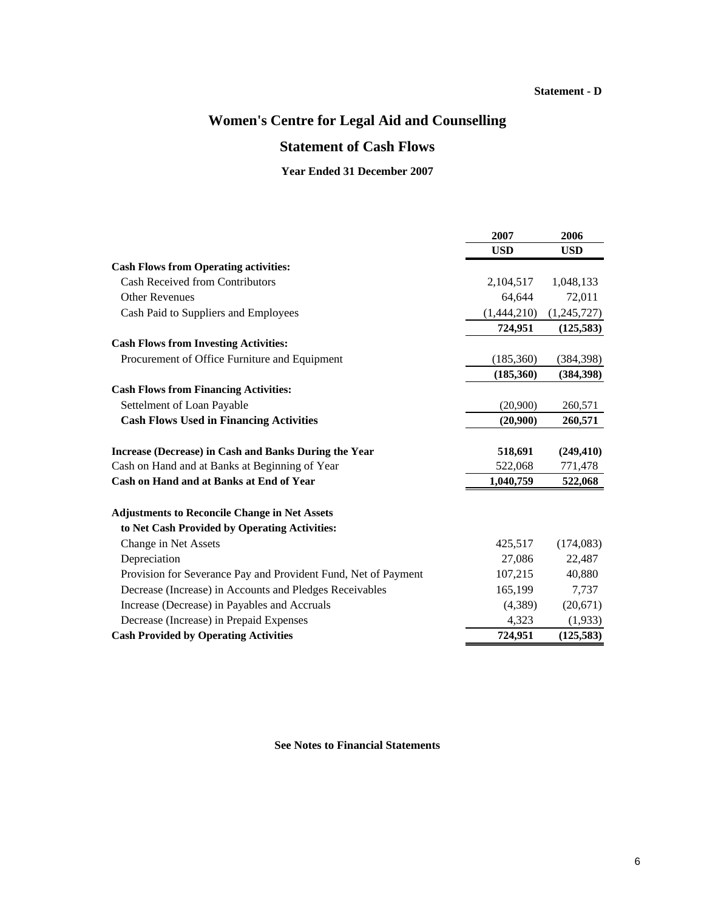**Statement - D**

# Women's Centre for Legal Aid and Counselling

## Statement of Cash Flows

**Year Ended 31 December 2007**

| | 2007 | 2006 |
|---|---|---|
| | **USD** | **USD** |
| **Cash Flows from Operating activities:** | | |
| Cash Received from Contributors | 2,104,517 | 1,048,133 |
| Other Revenues | 64,644 | 72,011 |
| Cash Paid to Suppliers and Employees | (1,444,210) | (1,245,727) |
| | **724,951** | **(125,583)** |
| **Cash Flows from Investing Activities:** | | |
| Procurement of Office Furniture and Equipment | (185,360) | (384,398) |
| | **(185,360)** | **(384,398)** |
| **Cash Flows from Financing Activities:** | | |
| Settelment of Loan Payable | (20,900) | 260,571 |
| **Cash Flows Used in Financing Activities** | **(20,900)** | **260,571** |
| **Increase (Decrease) in Cash and Banks During the Year** | **518,691** | **(249,410)** |
| Cash on Hand and at Banks at Beginning of Year | 522,068 | 771,478 |
| **Cash on Hand and at Banks at End of Year** | **1,040,759** | **522,068** |
| **Adjustments to Reconcile Change in Net Assets to Net Cash Provided by Operating Activities:** | | |
| Change in Net Assets | 425,517 | (174,083) |
| Depreciation | 27,086 | 22,487 |
| Provision for Severance Pay and Provident Fund, Net of Payment | 107,215 | 40,880 |
| Decrease (Increase) in Accounts and Pledges Receivables | 165,199 | 7,737 |
| Increase (Decrease) in Payables and Accruals | (4,389) | (20,671) |
| Decrease (Increase) in Prepaid Expenses | 4,323 | (1,933) |
| **Cash Provided by Operating Activities** | **724,951** | **(125,583)** |

**See Notes to Financial Statements**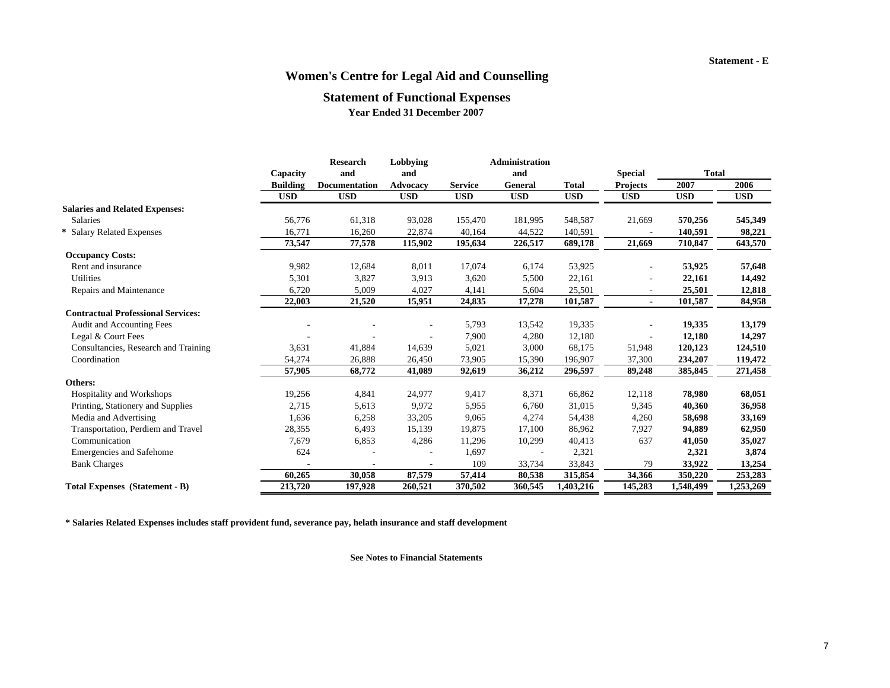Statement - E

# Women's Centre for Legal Aid and Counselling

## Statement of Functional Expenses

### Year Ended 31 December 2007

| | Capacity Building | Research and Documentation | Lobbying and Advocacy | Service | Administration and General | Total | Special Projects | Total 2007 | Total 2006 |
|---|---|---|---|---|---|---|---|---|---|
| | USD | USD | USD | USD | USD | USD | USD | USD | USD |
| **Salaries and Related Expenses:** | | | | | | | | | |
| Salaries | 56,776 | 61,318 | 93,028 | 155,470 | 181,995 | 548,587 | 21,669 | **570,256** | **545,349** |
| * Salary Related Expenses | 16,771 | 16,260 | 22,874 | 40,164 | 44,522 | 140,591 | - | **140,591** | **98,221** |
| | **73,547** | **77,578** | **115,902** | **195,634** | **226,517** | **689,178** | **21,669** | **710,847** | **643,570** |
| **Occupancy Costs:** | | | | | | | | | |
| Rent and insurance | 9,982 | 12,684 | 8,011 | 17,074 | 6,174 | 53,925 | - | **53,925** | **57,648** |
| Utilities | 5,301 | 3,827 | 3,913 | 3,620 | 5,500 | 22,161 | - | **22,161** | **14,492** |
| Repairs and Maintenance | 6,720 | 5,009 | 4,027 | 4,141 | 5,604 | 25,501 | - | **25,501** | **12,818** |
| | **22,003** | **21,520** | **15,951** | **24,835** | **17,278** | **101,587** | **-** | **101,587** | **84,958** |
| **Contractual Professional Services:** | | | | | | | | | |
| Audit and Accounting Fees | - | - | - | 5,793 | 13,542 | 19,335 | - | **19,335** | **13,179** |
| Legal & Court Fees | - | - | - | 7,900 | 4,280 | 12,180 | - | **12,180** | **14,297** |
| Consultancies, Research and Training | 3,631 | 41,884 | 14,639 | 5,021 | 3,000 | 68,175 | 51,948 | **120,123** | **124,510** |
| Coordination | 54,274 | 26,888 | 26,450 | 73,905 | 15,390 | 196,907 | 37,300 | **234,207** | **119,472** |
| | **57,905** | **68,772** | **41,089** | **92,619** | **36,212** | **296,597** | **89,248** | **385,845** | **271,458** |
| **Others:** | | | | | | | | | |
| Hospitality and Workshops | 19,256 | 4,841 | 24,977 | 9,417 | 8,371 | 66,862 | 12,118 | **78,980** | **68,051** |
| Printing, Stationery and Supplies | 2,715 | 5,613 | 9,972 | 5,955 | 6,760 | 31,015 | 9,345 | **40,360** | **36,958** |
| Media and Advertising | 1,636 | 6,258 | 33,205 | 9,065 | 4,274 | 54,438 | 4,260 | **58,698** | **33,169** |
| Transportation, Perdiem and Travel | 28,355 | 6,493 | 15,139 | 19,875 | 17,100 | 86,962 | 7,927 | **94,889** | **62,950** |
| Communication | 7,679 | 6,853 | 4,286 | 11,296 | 10,299 | 40,413 | 637 | **41,050** | **35,027** |
| Emergencies and Safehome | 624 | - | - | 1,697 | - | 2,321 | | **2,321** | **3,874** |
| Bank Charges | - | - | - | 109 | 33,734 | 33,843 | 79 | **33,922** | **13,254** |
| | **60,265** | **30,058** | **87,579** | **57,414** | **80,538** | **315,854** | **34,366** | **350,220** | **253,283** |
| **Total Expenses (Statement - B)** | **213,720** | **197,928** | **260,521** | **370,502** | **360,545** | **1,403,216** | **145,283** | **1,548,499** | **1,253,269** |

**\* Salaries Related Expenses includes staff provident fund, severance pay, helath insurance and staff development**

**See Notes to Financial Statements**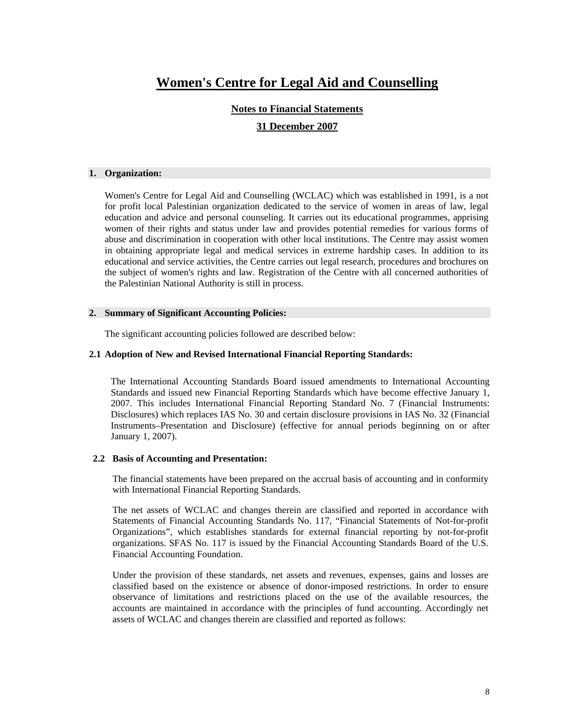# Women's Centre for Legal Aid and Counselling

## Notes to Financial Statements

## 31 December 2007

### 1. Organization:

Women's Centre for Legal Aid and Counselling (WCLAC) which was established in 1991, is a not for profit local Palestinian organization dedicated to the service of women in areas of law, legal education and advice and personal counseling. It carries out its educational programmes, apprising women of their rights and status under law and provides potential remedies for various forms of abuse and discrimination in cooperation with other local institutions. The Centre may assist women in obtaining appropriate legal and medical services in extreme hardship cases. In addition to its educational and service activities, the Centre carries out legal research, procedures and brochures on the subject of women's rights and law. Registration of the Centre with all concerned authorities of the Palestinian National Authority is still in process.

### 2. Summary of Significant Accounting Policies:

The significant accounting policies followed are described below:

#### 2.1 Adoption of New and Revised International Financial Reporting Standards:

The International Accounting Standards Board issued amendments to International Accounting Standards and issued new Financial Reporting Standards which have become effective January 1, 2007. This includes International Financial Reporting Standard No. 7 (Financial Instruments: Disclosures) which replaces IAS No. 30 and certain disclosure provisions in IAS No. 32 (Financial Instruments–Presentation and Disclosure) (effective for annual periods beginning on or after January 1, 2007).

#### 2.2 Basis of Accounting and Presentation:

The financial statements have been prepared on the accrual basis of accounting and in conformity with International Financial Reporting Standards.

The net assets of WCLAC and changes therein are classified and reported in accordance with Statements of Financial Accounting Standards No. 117, "Financial Statements of Not-for-profit Organizations", which establishes standards for external financial reporting by not-for-profit organizations. SFAS No. 117 is issued by the Financial Accounting Standards Board of the U.S. Financial Accounting Foundation.

Under the provision of these standards, net assets and revenues, expenses, gains and losses are classified based on the existence or absence of donor-imposed restrictions. In order to ensure observance of limitations and restrictions placed on the use of the available resources, the accounts are maintained in accordance with the principles of fund accounting. Accordingly net assets of WCLAC and changes therein are classified and reported as follows: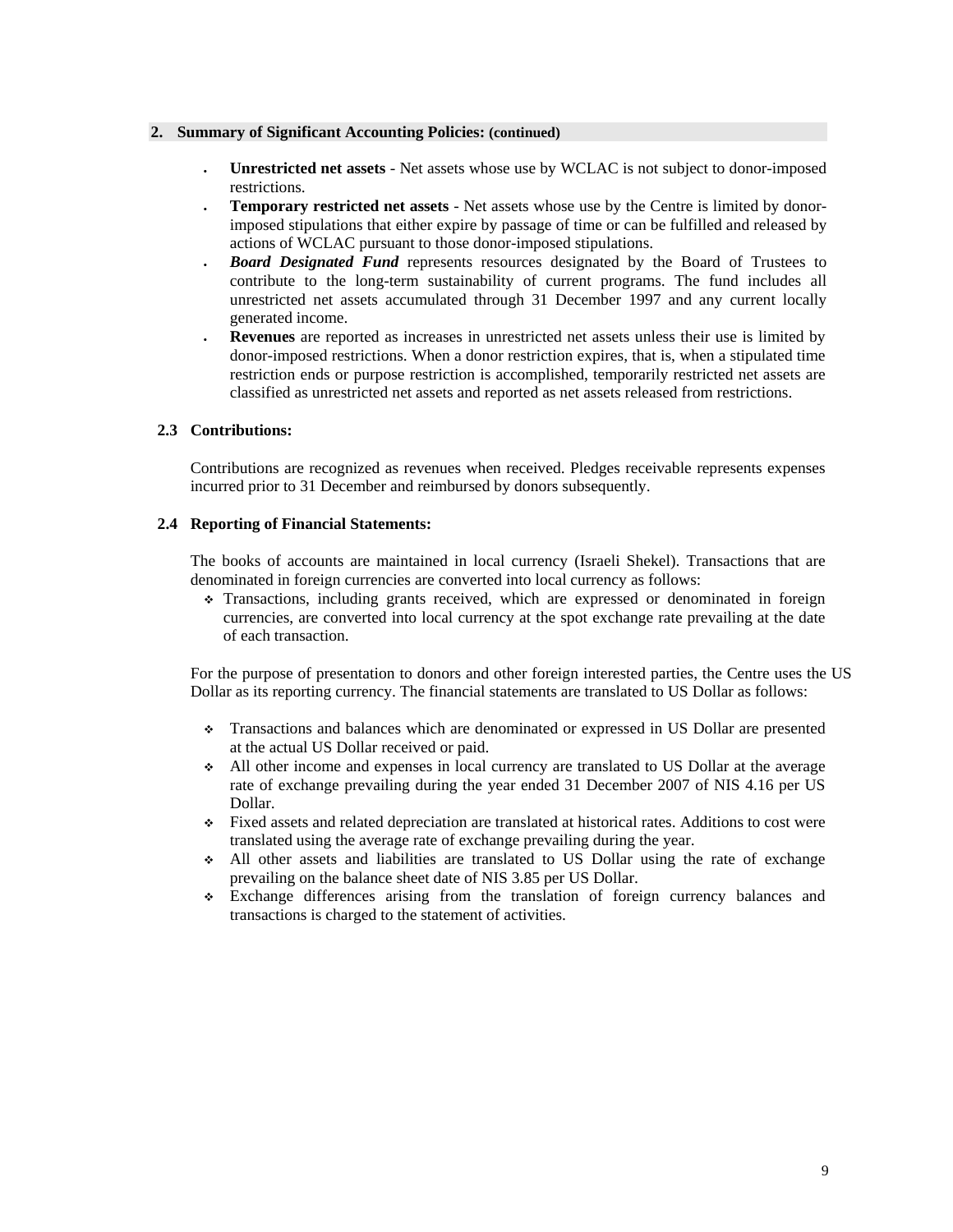## 2. Summary of Significant Accounting Policies: (continued)

- **Unrestricted net assets** - Net assets whose use by WCLAC is not subject to donor-imposed restrictions.
- **Temporary restricted net assets** - Net assets whose use by the Centre is limited by donor-imposed stipulations that either expire by passage of time or can be fulfilled and released by actions of WCLAC pursuant to those donor-imposed stipulations.
- ***Board Designated Fund*** represents resources designated by the Board of Trustees to contribute to the long-term sustainability of current programs. The fund includes all unrestricted net assets accumulated through 31 December 1997 and any current locally generated income.
- **Revenues** are reported as increases in unrestricted net assets unless their use is limited by donor-imposed restrictions. When a donor restriction expires, that is, when a stipulated time restriction ends or purpose restriction is accomplished, temporarily restricted net assets are classified as unrestricted net assets and reported as net assets released from restrictions.

### 2.3 Contributions:

Contributions are recognized as revenues when received. Pledges receivable represents expenses incurred prior to 31 December and reimbursed by donors subsequently.

### 2.4 Reporting of Financial Statements:

The books of accounts are maintained in local currency (Israeli Shekel). Transactions that are denominated in foreign currencies are converted into local currency as follows:

- Transactions, including grants received, which are expressed or denominated in foreign currencies, are converted into local currency at the spot exchange rate prevailing at the date of each transaction.

For the purpose of presentation to donors and other foreign interested parties, the Centre uses the US Dollar as its reporting currency. The financial statements are translated to US Dollar as follows:

- Transactions and balances which are denominated or expressed in US Dollar are presented at the actual US Dollar received or paid.
- All other income and expenses in local currency are translated to US Dollar at the average rate of exchange prevailing during the year ended 31 December 2007 of NIS 4.16 per US Dollar.
- Fixed assets and related depreciation are translated at historical rates. Additions to cost were translated using the average rate of exchange prevailing during the year.
- All other assets and liabilities are translated to US Dollar using the rate of exchange prevailing on the balance sheet date of NIS 3.85 per US Dollar.
- Exchange differences arising from the translation of foreign currency balances and transactions is charged to the statement of activities.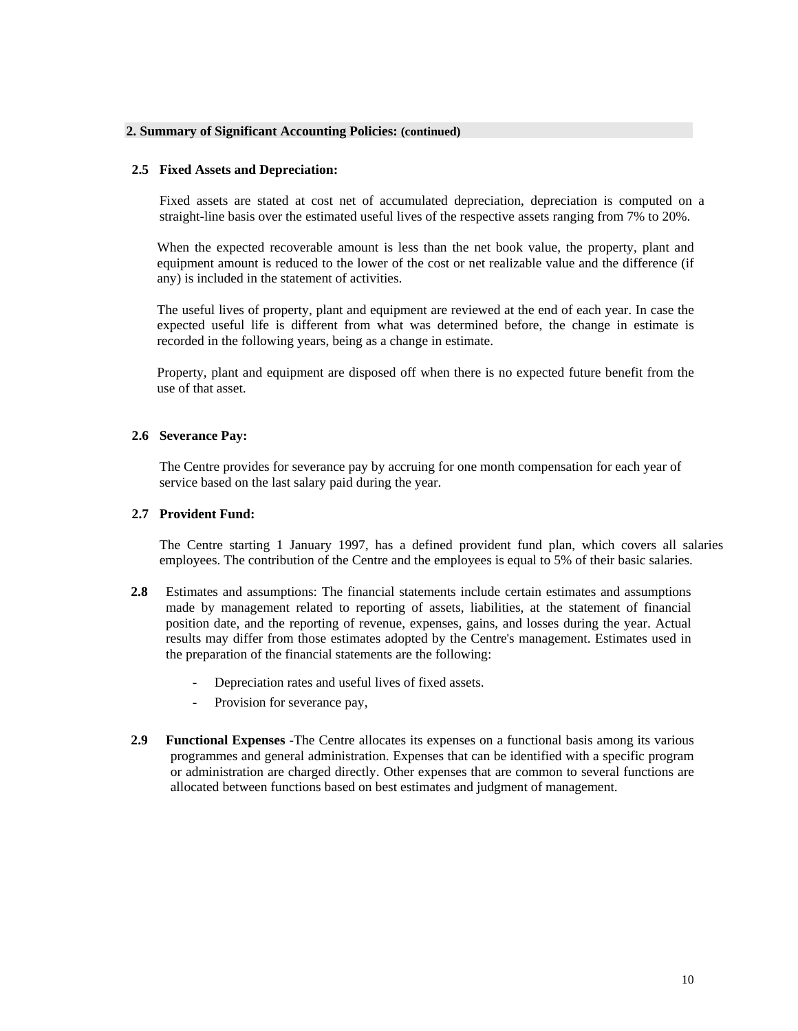## 2. Summary of Significant Accounting Policies: (continued)

### 2.5 Fixed Assets and Depreciation:

Fixed assets are stated at cost net of accumulated depreciation, depreciation is computed on a straight-line basis over the estimated useful lives of the respective assets ranging from 7% to 20%.

When the expected recoverable amount is less than the net book value, the property, plant and equipment amount is reduced to the lower of the cost or net realizable value and the difference (if any) is included in the statement of activities.

The useful lives of property, plant and equipment are reviewed at the end of each year. In case the expected useful life is different from what was determined before, the change in estimate is recorded in the following years, being as a change in estimate.

Property, plant and equipment are disposed off when there is no expected future benefit from the use of that asset.

### 2.6 Severance Pay:

The Centre provides for severance pay by accruing for one month compensation for each year of service based on the last salary paid during the year.

### 2.7 Provident Fund:

The Centre starting 1 January 1997, has a defined provident fund plan, which covers all salaries employees. The contribution of the Centre and the employees is equal to 5% of their basic salaries.

**2.8** Estimates and assumptions: The financial statements include certain estimates and assumptions made by management related to reporting of assets, liabilities, at the statement of financial position date, and the reporting of revenue, expenses, gains, and losses during the year. Actual results may differ from those estimates adopted by the Centre's management. Estimates used in the preparation of the financial statements are the following:

- Depreciation rates and useful lives of fixed assets.
- Provision for severance pay,

**2.9** **Functional Expenses** -The Centre allocates its expenses on a functional basis among its various programmes and general administration. Expenses that can be identified with a specific program or administration are charged directly. Other expenses that are common to several functions are allocated between functions based on best estimates and judgment of management.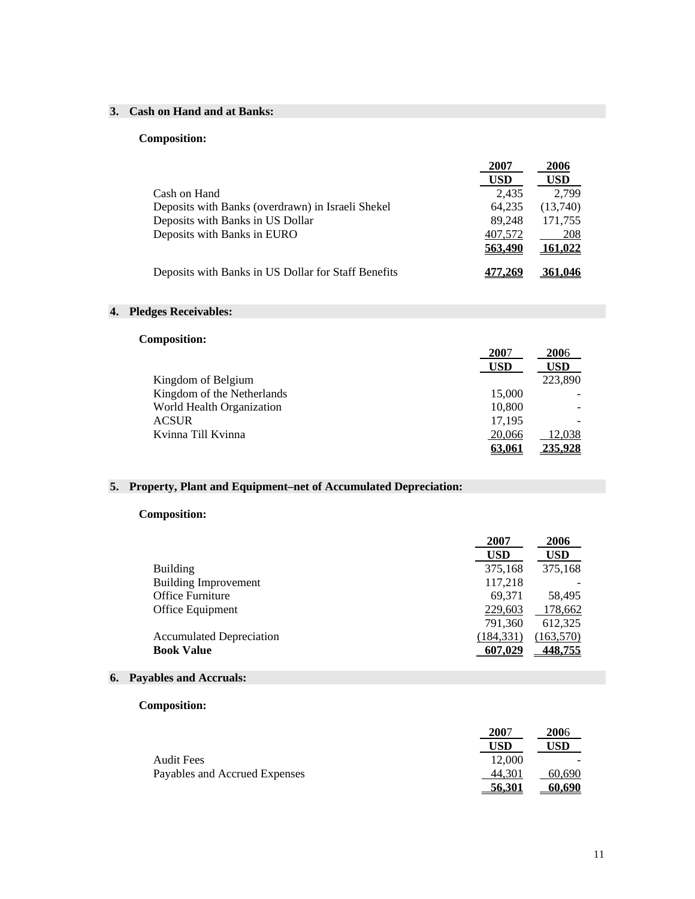## 3. Cash on Hand and at Banks:

**Composition:**

| | 2007 USD | 2006 USD |
|---|---|---|
| Cash on Hand | 2,435 | 2,799 |
| Deposits with Banks (overdrawn) in Israeli Shekel | 64,235 | (13,740) |
| Deposits with Banks in US Dollar | 89,248 | 171,755 |
| Deposits with Banks in EURO | 407,572 | 208 |
| | **563,490** | **161,022** |
| Deposits with Banks in US Dollar for Staff Benefits | **477,269** | **361,046** |

## 4. Pledges Receivables:

**Composition:**

| | 2007 USD | 2006 USD |
|---|---|---|
| Kingdom of Belgium | | 223,890 |
| Kingdom of the Netherlands | 15,000 | - |
| World Health Organization | 10,800 | - |
| ACSUR | 17,195 | - |
| Kvinna Till Kvinna | 20,066 | 12,038 |
| | **63,061** | **235,928** |

## 5. Property, Plant and Equipment–net of Accumulated Depreciation:

**Composition:**

| | 2007 USD | 2006 USD |
|---|---|---|
| Building | 375,168 | 375,168 |
| Building Improvement | 117,218 | - |
| Office Furniture | 69,371 | 58,495 |
| Office Equipment | 229,603 | 178,662 |
| | 791,360 | 612,325 |
| Accumulated Depreciation | (184,331) | (163,570) |
| **Book Value** | **607,029** | **448,755** |

## 6. Payables and Accruals:

**Composition:**

| | 2007 USD | 2006 USD |
|---|---|---|
| Audit Fees | 12,000 | - |
| Payables and Accrued Expenses | 44,301 | 60,690 |
| | **56,301** | **60,690** |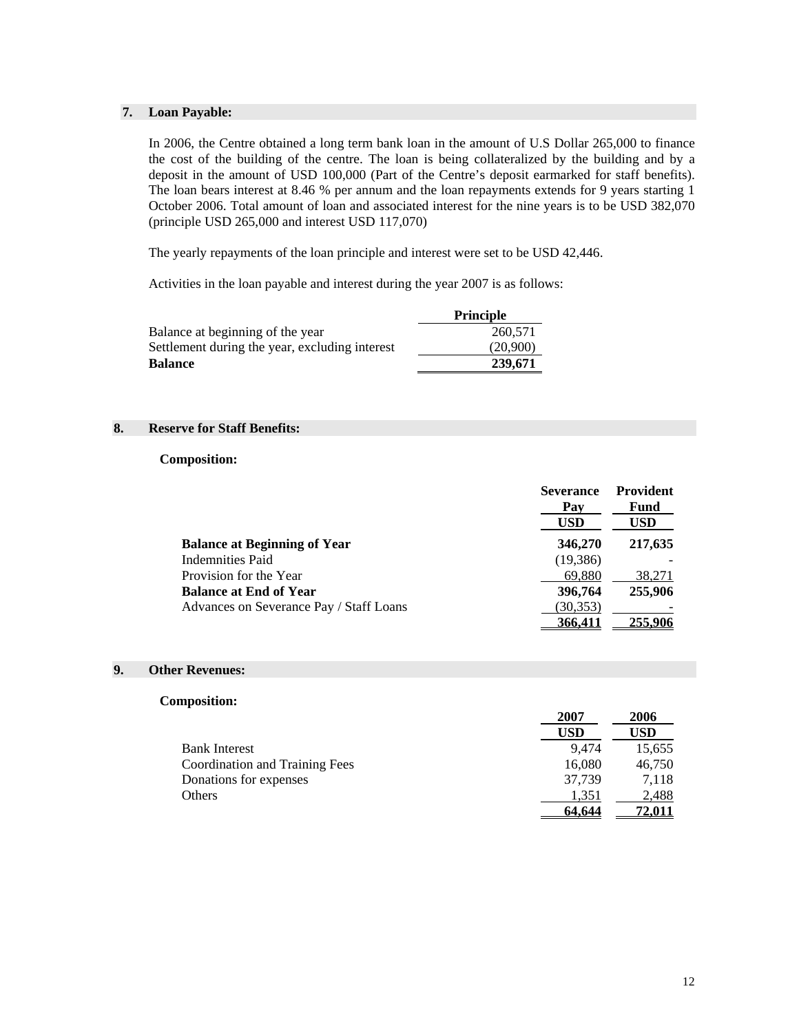## 7. Loan Payable:

In 2006, the Centre obtained a long term bank loan in the amount of U.S Dollar 265,000 to finance the cost of the building of the centre. The loan is being collateralized by the building and by a deposit in the amount of USD 100,000 (Part of the Centre's deposit earmarked for staff benefits). The loan bears interest at 8.46 % per annum and the loan repayments extends for 9 years starting 1 October 2006. Total amount of loan and associated interest for the nine years is to be USD 382,070 (principle USD 265,000 and interest USD 117,070)

The yearly repayments of the loan principle and interest were set to be USD 42,446.

Activities in the loan payable and interest during the year 2007 is as follows:

| | Principle |
|---|---|
| Balance at beginning of the year | 260,571 |
| Settlement during the year, excluding interest | (20,900) |
| **Balance** | **239,671** |

## 8. Reserve for Staff Benefits:

**Composition:**

| | Severance Pay USD | Provident Fund USD |
|---|---|---|
| **Balance at Beginning of Year** | **346,270** | **217,635** |
| Indemnities Paid | (19,386) | - |
| Provision for the Year | 69,880 | 38,271 |
| **Balance at End of Year** | **396,764** | **255,906** |
| Advances on Severance Pay / Staff Loans | (30,353) | - |
| | **366,411** | **255,906** |

## 9. Other Revenues:

**Composition:**

| | 2007 USD | 2006 USD |
|---|---|---|
| Bank Interest | 9,474 | 15,655 |
| Coordination and Training Fees | 16,080 | 46,750 |
| Donations for expenses | 37,739 | 7,118 |
| Others | 1,351 | 2,488 |
| | **64,644** | **72,011** |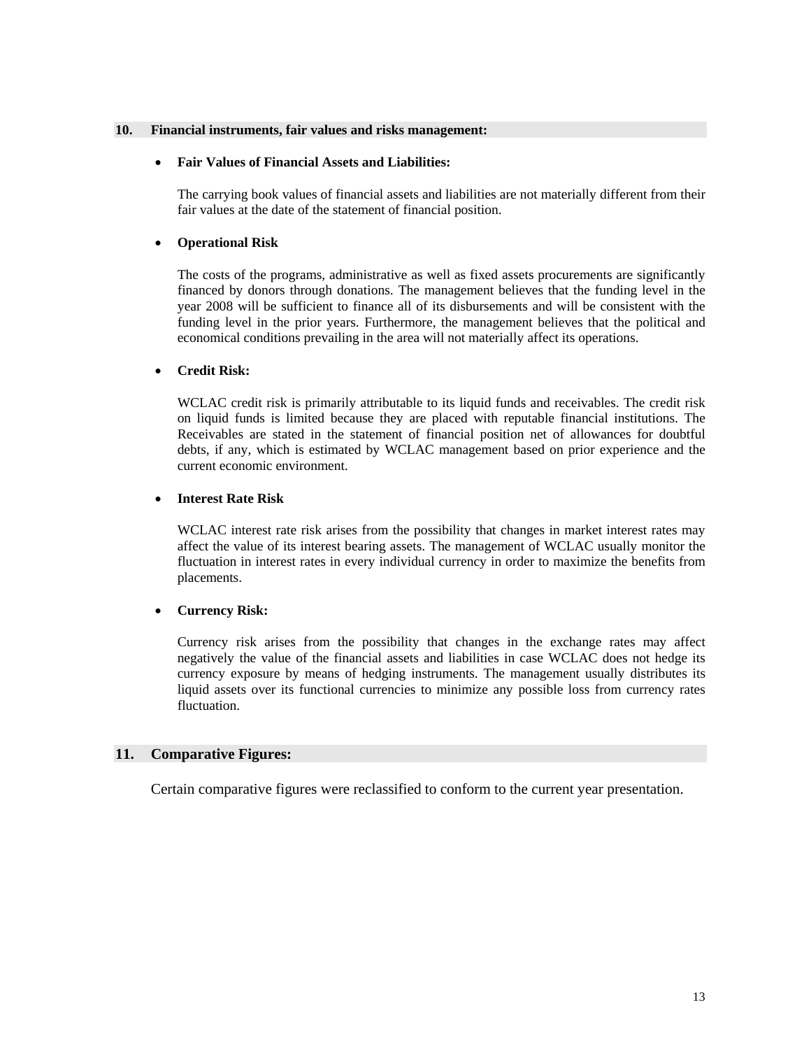## 10. Financial instruments, fair values and risks management:

- **Fair Values of Financial Assets and Liabilities:**

  The carrying book values of financial assets and liabilities are not materially different from their fair values at the date of the statement of financial position.

- **Operational Risk**

  The costs of the programs, administrative as well as fixed assets procurements are significantly financed by donors through donations. The management believes that the funding level in the year 2008 will be sufficient to finance all of its disbursements and will be consistent with the funding level in the prior years. Furthermore, the management believes that the political and economical conditions prevailing in the area will not materially affect its operations.

- **Credit Risk:**

  WCLAC credit risk is primarily attributable to its liquid funds and receivables. The credit risk on liquid funds is limited because they are placed with reputable financial institutions. The Receivables are stated in the statement of financial position net of allowances for doubtful debts, if any, which is estimated by WCLAC management based on prior experience and the current economic environment.

- **Interest Rate Risk**

  WCLAC interest rate risk arises from the possibility that changes in market interest rates may affect the value of its interest bearing assets. The management of WCLAC usually monitor the fluctuation in interest rates in every individual currency in order to maximize the benefits from placements.

- **Currency Risk:**

  Currency risk arises from the possibility that changes in the exchange rates may affect negatively the value of the financial assets and liabilities in case WCLAC does not hedge its currency exposure by means of hedging instruments. The management usually distributes its liquid assets over its functional currencies to minimize any possible loss from currency rates fluctuation.

## 11. Comparative Figures:

Certain comparative figures were reclassified to conform to the current year presentation.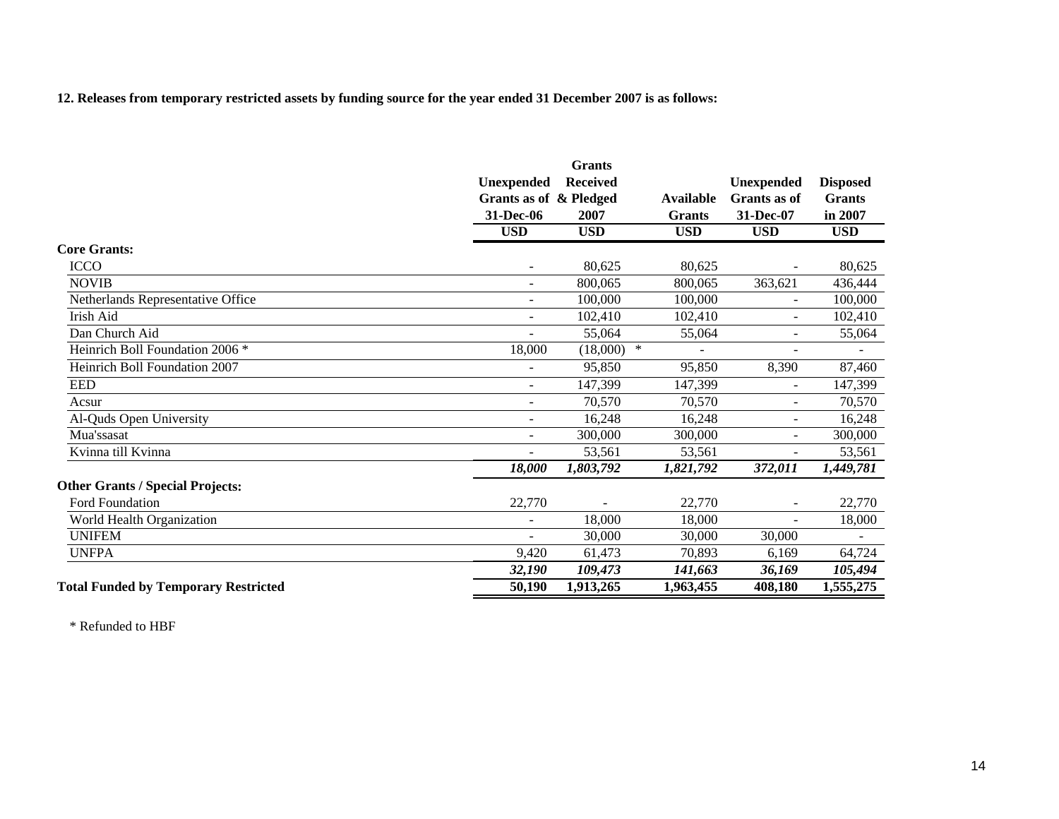**12. Releases from temporary restricted assets by funding source for the year ended 31 December 2007 is as follows:**

| | Unexpended Grants as of 31-Dec-06 | Grants Received & Pledged 2007 | Available Grants | Unexpended Grants as of 31-Dec-07 | Disposed Grants in 2007 |
|---|---|---|---|---|---|
| | USD | USD | USD | USD | USD |
| **Core Grants:** | | | | | |
| ICCO | - | 80,625 | 80,625 | - | 80,625 |
| NOVIB | - | 800,065 | 800,065 | 363,621 | 436,444 |
| Netherlands Representative Office | - | 100,000 | 100,000 | - | 100,000 |
| Irish Aid | - | 102,410 | 102,410 | - | 102,410 |
| Dan Church Aid | - | 55,064 | 55,064 | - | 55,064 |
| Heinrich Boll Foundation 2006 * | 18,000 | (18,000) * | - | - | - |
| Heinrich Boll Foundation 2007 | - | 95,850 | 95,850 | 8,390 | 87,460 |
| EED | - | 147,399 | 147,399 | - | 147,399 |
| Acsur | - | 70,570 | 70,570 | - | 70,570 |
| Al-Quds Open University | - | 16,248 | 16,248 | - | 16,248 |
| Mua'ssasat | - | 300,000 | 300,000 | - | 300,000 |
| Kvinna till Kvinna | - | 53,561 | 53,561 | - | 53,561 |
| | ***18,000*** | ***1,803,792*** | ***1,821,792*** | ***372,011*** | ***1,449,781*** |
| **Other Grants / Special Projects:** | | | | | |
| Ford Foundation | 22,770 | - | 22,770 | - | 22,770 |
| World Health Organization | - | 18,000 | 18,000 | - | 18,000 |
| UNIFEM | - | 30,000 | 30,000 | 30,000 | - |
| UNFPA | 9,420 | 61,473 | 70,893 | 6,169 | 64,724 |
| | ***32,190*** | ***109,473*** | ***141,663*** | ***36,169*** | ***105,494*** |
| **Total Funded by Temporary Restricted** | **50,190** | **1,913,265** | **1,963,455** | **408,180** | **1,555,275** |

\* Refunded to HBF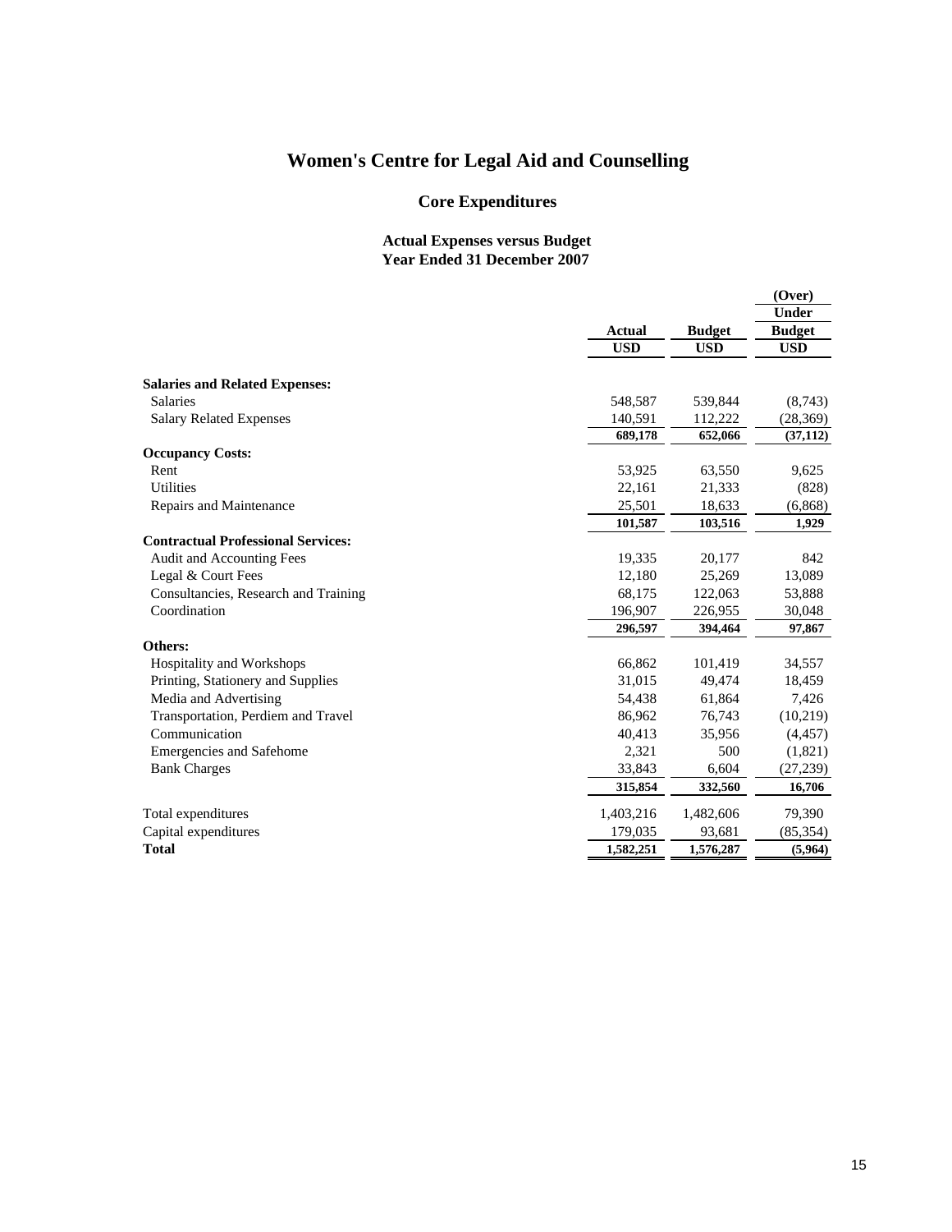# Women's Centre for Legal Aid and Counselling

## Core Expenditures

### Actual Expenses versus Budget
### Year Ended 31 December 2007

| | Actual | Budget | (Over) Under Budget |
|---|---|---|---|
| | USD | USD | USD |
| **Salaries and Related Expenses:** | | | |
| Salaries | 548,587 | 539,844 | (8,743) |
| Salary Related Expenses | 140,591 | 112,222 | (28,369) |
| | **689,178** | **652,066** | **(37,112)** |
| **Occupancy Costs:** | | | |
| Rent | 53,925 | 63,550 | 9,625 |
| Utilities | 22,161 | 21,333 | (828) |
| Repairs and Maintenance | 25,501 | 18,633 | (6,868) |
| | **101,587** | **103,516** | **1,929** |
| **Contractual Professional Services:** | | | |
| Audit and Accounting Fees | 19,335 | 20,177 | 842 |
| Legal & Court Fees | 12,180 | 25,269 | 13,089 |
| Consultancies, Research and Training | 68,175 | 122,063 | 53,888 |
| Coordination | 196,907 | 226,955 | 30,048 |
| | **296,597** | **394,464** | **97,867** |
| **Others:** | | | |
| Hospitality and Workshops | 66,862 | 101,419 | 34,557 |
| Printing, Stationery and Supplies | 31,015 | 49,474 | 18,459 |
| Media and Advertising | 54,438 | 61,864 | 7,426 |
| Transportation, Perdiem and Travel | 86,962 | 76,743 | (10,219) |
| Communication | 40,413 | 35,956 | (4,457) |
| Emergencies and Safehome | 2,321 | 500 | (1,821) |
| Bank Charges | 33,843 | 6,604 | (27,239) |
| | **315,854** | **332,560** | **16,706** |
| Total expenditures | 1,403,216 | 1,482,606 | 79,390 |
| Capital expenditures | 179,035 | 93,681 | (85,354) |
| **Total** | **1,582,251** | **1,576,287** | **(5,964)** |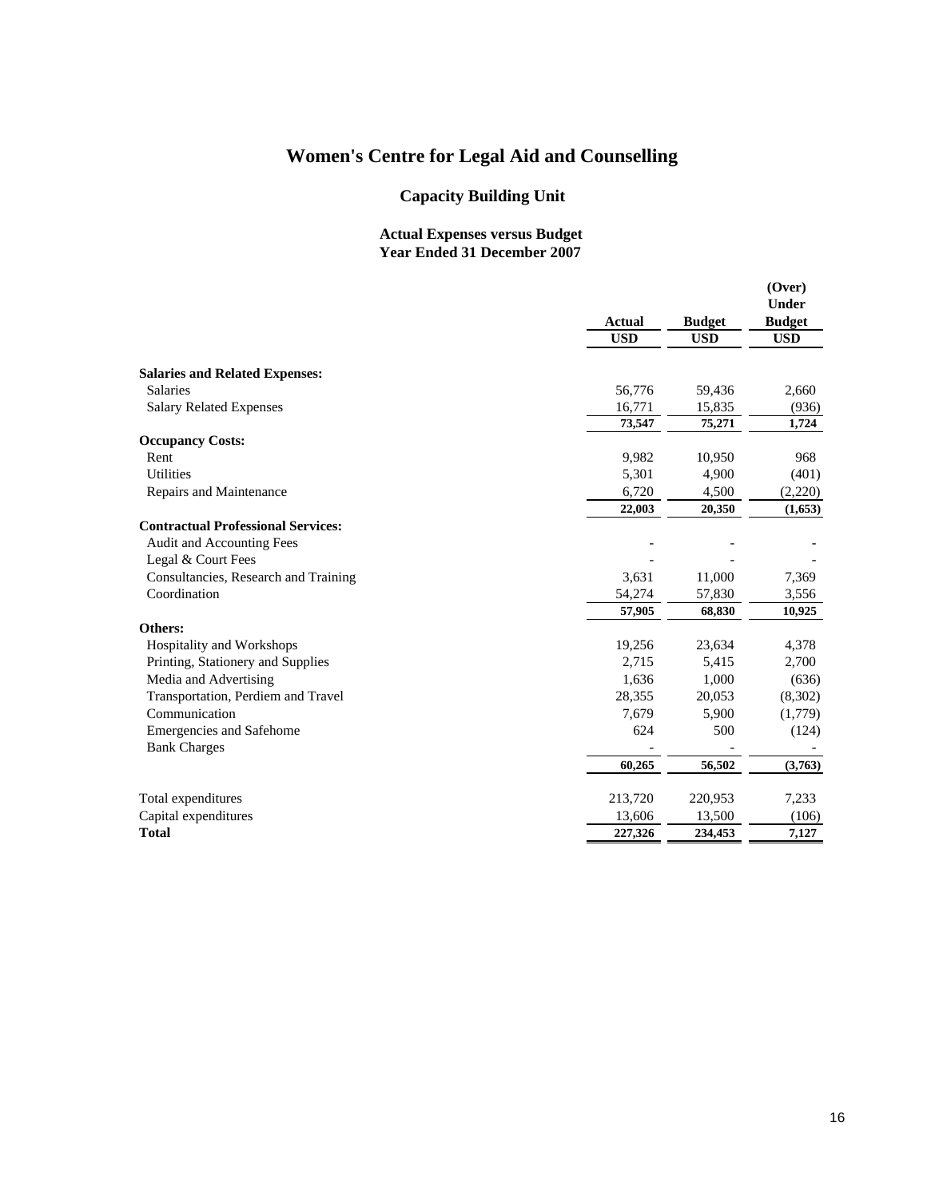# Women's Centre for Legal Aid and Counselling

## Capacity Building Unit

### Actual Expenses versus Budget
### Year Ended 31 December 2007

| | Actual | Budget | (Over) Under Budget |
|---|---|---|---|
| | USD | USD | USD |
| **Salaries and Related Expenses:** | | | |
| Salaries | 56,776 | 59,436 | 2,660 |
| Salary Related Expenses | 16,771 | 15,835 | (936) |
| | **73,547** | **75,271** | **1,724** |
| **Occupancy Costs:** | | | |
| Rent | 9,982 | 10,950 | 968 |
| Utilities | 5,301 | 4,900 | (401) |
| Repairs and Maintenance | 6,720 | 4,500 | (2,220) |
| | **22,003** | **20,350** | **(1,653)** |
| **Contractual Professional Services:** | | | |
| Audit and Accounting Fees | - | - | - |
| Legal & Court Fees | - | - | - |
| Consultancies, Research and Training | 3,631 | 11,000 | 7,369 |
| Coordination | 54,274 | 57,830 | 3,556 |
| | **57,905** | **68,830** | **10,925** |
| **Others:** | | | |
| Hospitality and Workshops | 19,256 | 23,634 | 4,378 |
| Printing, Stationery and Supplies | 2,715 | 5,415 | 2,700 |
| Media and Advertising | 1,636 | 1,000 | (636) |
| Transportation, Perdiem and Travel | 28,355 | 20,053 | (8,302) |
| Communication | 7,679 | 5,900 | (1,779) |
| Emergencies and Safehome | 624 | 500 | (124) |
| Bank Charges | - | - | - |
| | **60,265** | **56,502** | **(3,763)** |
| Total expenditures | 213,720 | 220,953 | 7,233 |
| Capital expenditures | 13,606 | 13,500 | (106) |
| **Total** | **227,326** | **234,453** | **7,127** |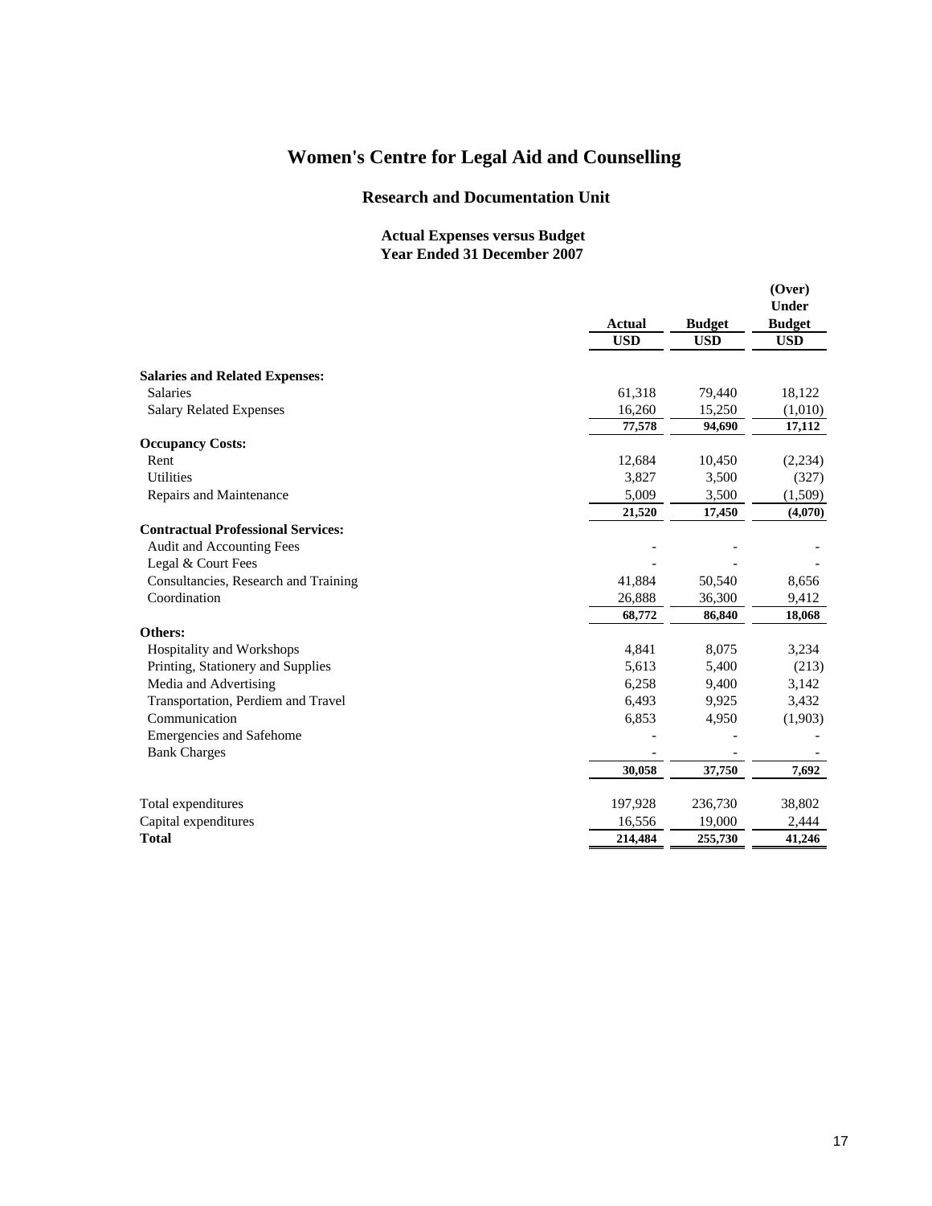# Women's Centre for Legal Aid and Counselling

## Research and Documentation Unit

### Actual Expenses versus Budget
### Year Ended 31 December 2007

| | Actual | Budget | (Over) Under Budget |
|---|---|---|---|
| | USD | USD | USD |
| **Salaries and Related Expenses:** | | | |
| Salaries | 61,318 | 79,440 | 18,122 |
| Salary Related Expenses | 16,260 | 15,250 | (1,010) |
| | **77,578** | **94,690** | **17,112** |
| **Occupancy Costs:** | | | |
| Rent | 12,684 | 10,450 | (2,234) |
| Utilities | 3,827 | 3,500 | (327) |
| Repairs and Maintenance | 5,009 | 3,500 | (1,509) |
| | **21,520** | **17,450** | **(4,070)** |
| **Contractual Professional Services:** | | | |
| Audit and Accounting Fees | - | - | - |
| Legal & Court Fees | - | - | - |
| Consultancies, Research and Training | 41,884 | 50,540 | 8,656 |
| Coordination | 26,888 | 36,300 | 9,412 |
| | **68,772** | **86,840** | **18,068** |
| **Others:** | | | |
| Hospitality and Workshops | 4,841 | 8,075 | 3,234 |
| Printing, Stationery and Supplies | 5,613 | 5,400 | (213) |
| Media and Advertising | 6,258 | 9,400 | 3,142 |
| Transportation, Perdiem and Travel | 6,493 | 9,925 | 3,432 |
| Communication | 6,853 | 4,950 | (1,903) |
| Emergencies and Safehome | - | - | - |
| Bank Charges | - | - | - |
| | **30,058** | **37,750** | **7,692** |
| Total expenditures | 197,928 | 236,730 | 38,802 |
| Capital expenditures | 16,556 | 19,000 | 2,444 |
| **Total** | **214,484** | **255,730** | **41,246** |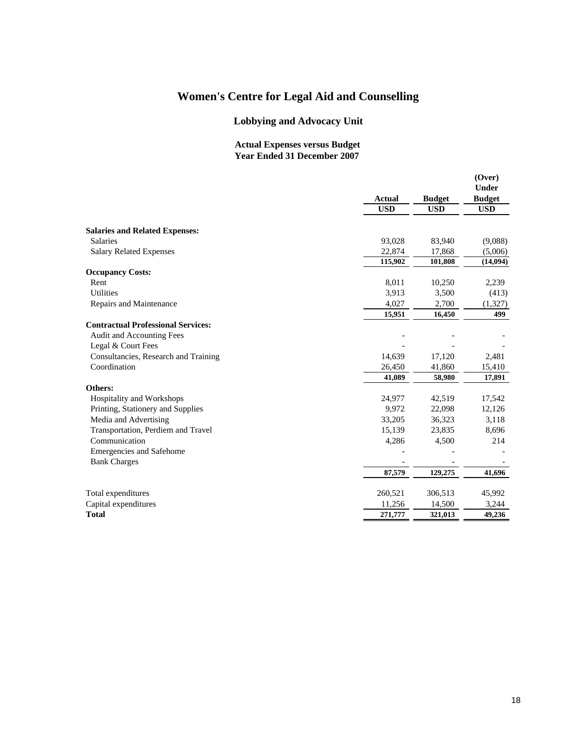# Women's Centre for Legal Aid and Counselling

## Lobbying and Advocacy Unit

### Actual Expenses versus Budget
### Year Ended 31 December 2007

| | Actual | Budget | (Over) Under Budget |
|---|---|---|---|
| | USD | USD | USD |
| **Salaries and Related Expenses:** | | | |
| Salaries | 93,028 | 83,940 | (9,088) |
| Salary Related Expenses | 22,874 | 17,868 | (5,006) |
| | **115,902** | **101,808** | **(14,094)** |
| **Occupancy Costs:** | | | |
| Rent | 8,011 | 10,250 | 2,239 |
| Utilities | 3,913 | 3,500 | (413) |
| Repairs and Maintenance | 4,027 | 2,700 | (1,327) |
| | **15,951** | **16,450** | **499** |
| **Contractual Professional Services:** | | | |
| Audit and Accounting Fees | - | - | - |
| Legal & Court Fees | - | - | - |
| Consultancies, Research and Training | 14,639 | 17,120 | 2,481 |
| Coordination | 26,450 | 41,860 | 15,410 |
| | **41,089** | **58,980** | **17,891** |
| **Others:** | | | |
| Hospitality and Workshops | 24,977 | 42,519 | 17,542 |
| Printing, Stationery and Supplies | 9,972 | 22,098 | 12,126 |
| Media and Advertising | 33,205 | 36,323 | 3,118 |
| Transportation, Perdiem and Travel | 15,139 | 23,835 | 8,696 |
| Communication | 4,286 | 4,500 | 214 |
| Emergencies and Safehome | - | - | - |
| Bank Charges | - | - | - |
| | **87,579** | **129,275** | **41,696** |
| Total expenditures | 260,521 | 306,513 | 45,992 |
| Capital expenditures | 11,256 | 14,500 | 3,244 |
| **Total** | **271,777** | **321,013** | **49,236** |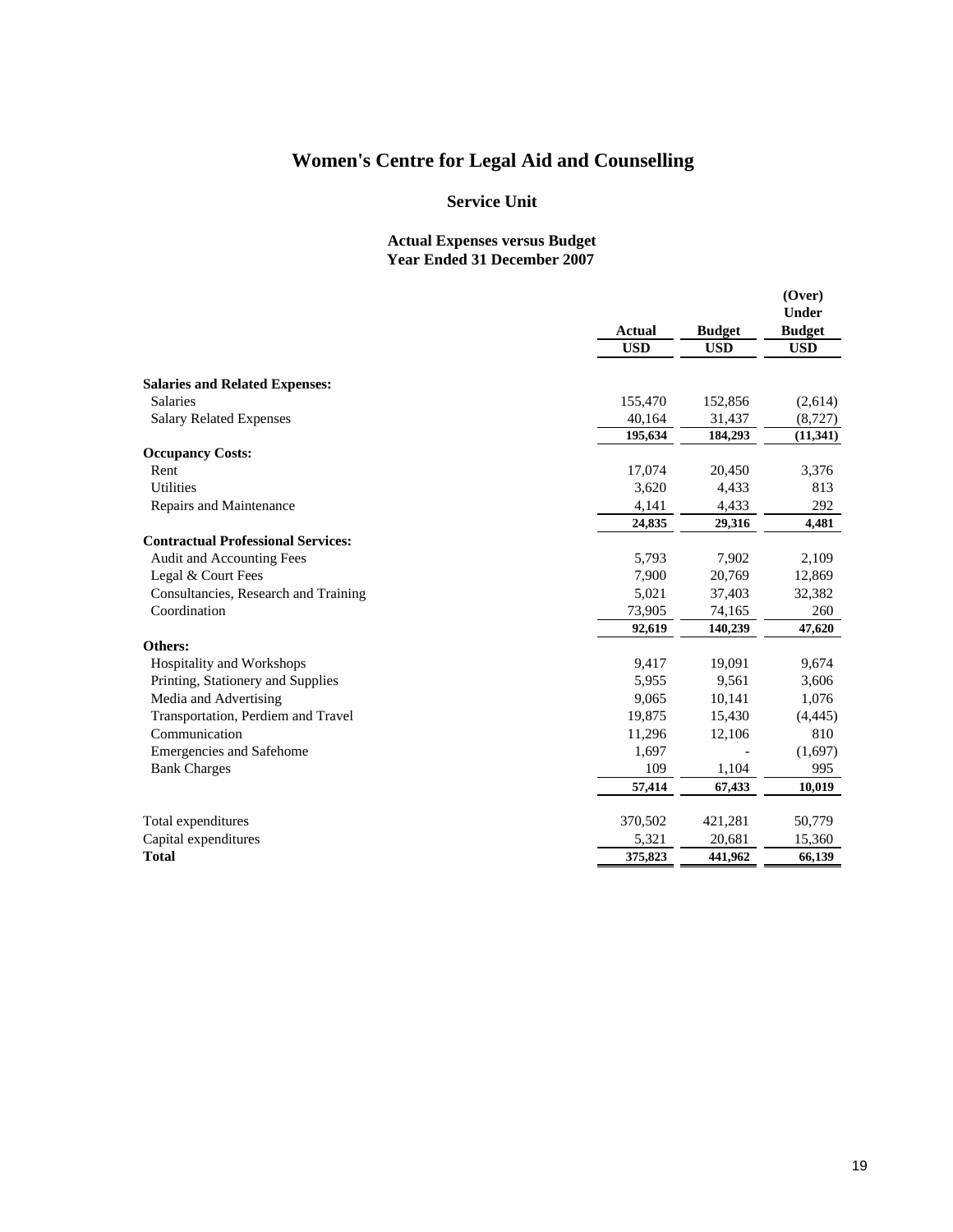# Women's Centre for Legal Aid and Counselling

## Service Unit

### Actual Expenses versus Budget
### Year Ended 31 December 2007

| | Actual | Budget | (Over) Under Budget |
|---|---|---|---|
| | USD | USD | USD |
| **Salaries and Related Expenses:** | | | |
| Salaries | 155,470 | 152,856 | (2,614) |
| Salary Related Expenses | 40,164 | 31,437 | (8,727) |
| | **195,634** | **184,293** | **(11,341)** |
| **Occupancy Costs:** | | | |
| Rent | 17,074 | 20,450 | 3,376 |
| Utilities | 3,620 | 4,433 | 813 |
| Repairs and Maintenance | 4,141 | 4,433 | 292 |
| | **24,835** | **29,316** | **4,481** |
| **Contractual Professional Services:** | | | |
| Audit and Accounting Fees | 5,793 | 7,902 | 2,109 |
| Legal & Court Fees | 7,900 | 20,769 | 12,869 |
| Consultancies, Research and Training | 5,021 | 37,403 | 32,382 |
| Coordination | 73,905 | 74,165 | 260 |
| | **92,619** | **140,239** | **47,620** |
| **Others:** | | | |
| Hospitality and Workshops | 9,417 | 19,091 | 9,674 |
| Printing, Stationery and Supplies | 5,955 | 9,561 | 3,606 |
| Media and Advertising | 9,065 | 10,141 | 1,076 |
| Transportation, Perdiem and Travel | 19,875 | 15,430 | (4,445) |
| Communication | 11,296 | 12,106 | 810 |
| Emergencies and Safehome | 1,697 | - | (1,697) |
| Bank Charges | 109 | 1,104 | 995 |
| | **57,414** | **67,433** | **10,019** |
| Total expenditures | 370,502 | 421,281 | 50,779 |
| Capital expenditures | 5,321 | 20,681 | 15,360 |
| **Total** | **375,823** | **441,962** | **66,139** |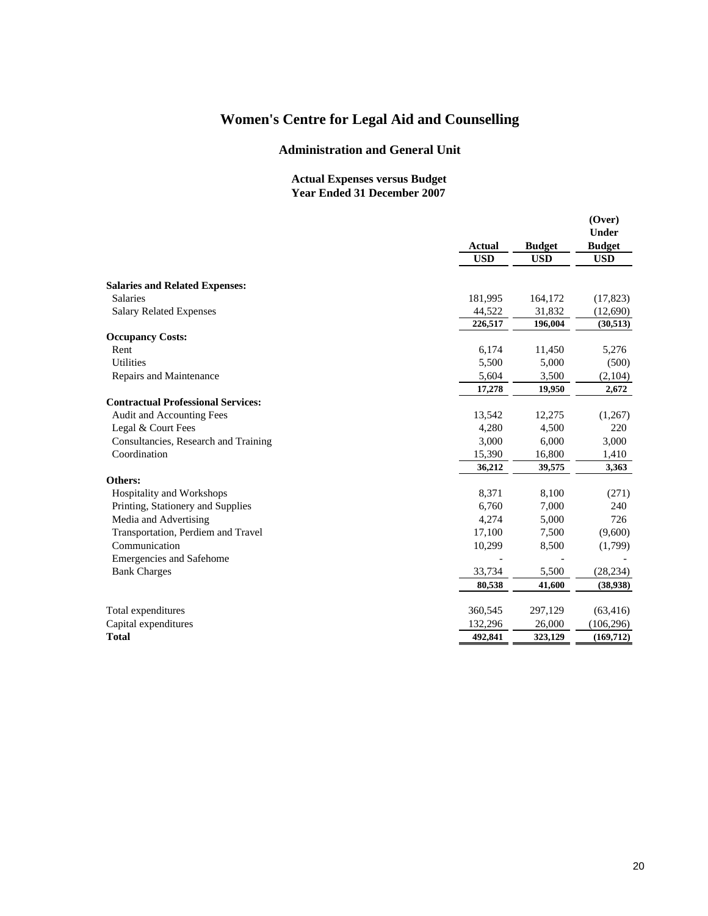# Women's Centre for Legal Aid and Counselling

## Administration and General Unit

### Actual Expenses versus Budget
### Year Ended 31 December 2007

| | Actual USD | Budget USD | (Over) Under Budget USD |
|---|---|---|---|
| **Salaries and Related Expenses:** | | | |
| Salaries | 181,995 | 164,172 | (17,823) |
| Salary Related Expenses | 44,522 | 31,832 | (12,690) |
| | **226,517** | **196,004** | **(30,513)** |
| **Occupancy Costs:** | | | |
| Rent | 6,174 | 11,450 | 5,276 |
| Utilities | 5,500 | 5,000 | (500) |
| Repairs and Maintenance | 5,604 | 3,500 | (2,104) |
| | **17,278** | **19,950** | **2,672** |
| **Contractual Professional Services:** | | | |
| Audit and Accounting Fees | 13,542 | 12,275 | (1,267) |
| Legal & Court Fees | 4,280 | 4,500 | 220 |
| Consultancies, Research and Training | 3,000 | 6,000 | 3,000 |
| Coordination | 15,390 | 16,800 | 1,410 |
| | **36,212** | **39,575** | **3,363** |
| **Others:** | | | |
| Hospitality and Workshops | 8,371 | 8,100 | (271) |
| Printing, Stationery and Supplies | 6,760 | 7,000 | 240 |
| Media and Advertising | 4,274 | 5,000 | 726 |
| Transportation, Perdiem and Travel | 17,100 | 7,500 | (9,600) |
| Communication | 10,299 | 8,500 | (1,799) |
| Emergencies and Safehome | - | - | - |
| Bank Charges | 33,734 | 5,500 | (28,234) |
| | **80,538** | **41,600** | **(38,938)** |
| Total expenditures | 360,545 | 297,129 | (63,416) |
| Capital expenditures | 132,296 | 26,000 | (106,296) |
| **Total** | **492,841** | **323,129** | **(169,712)** |